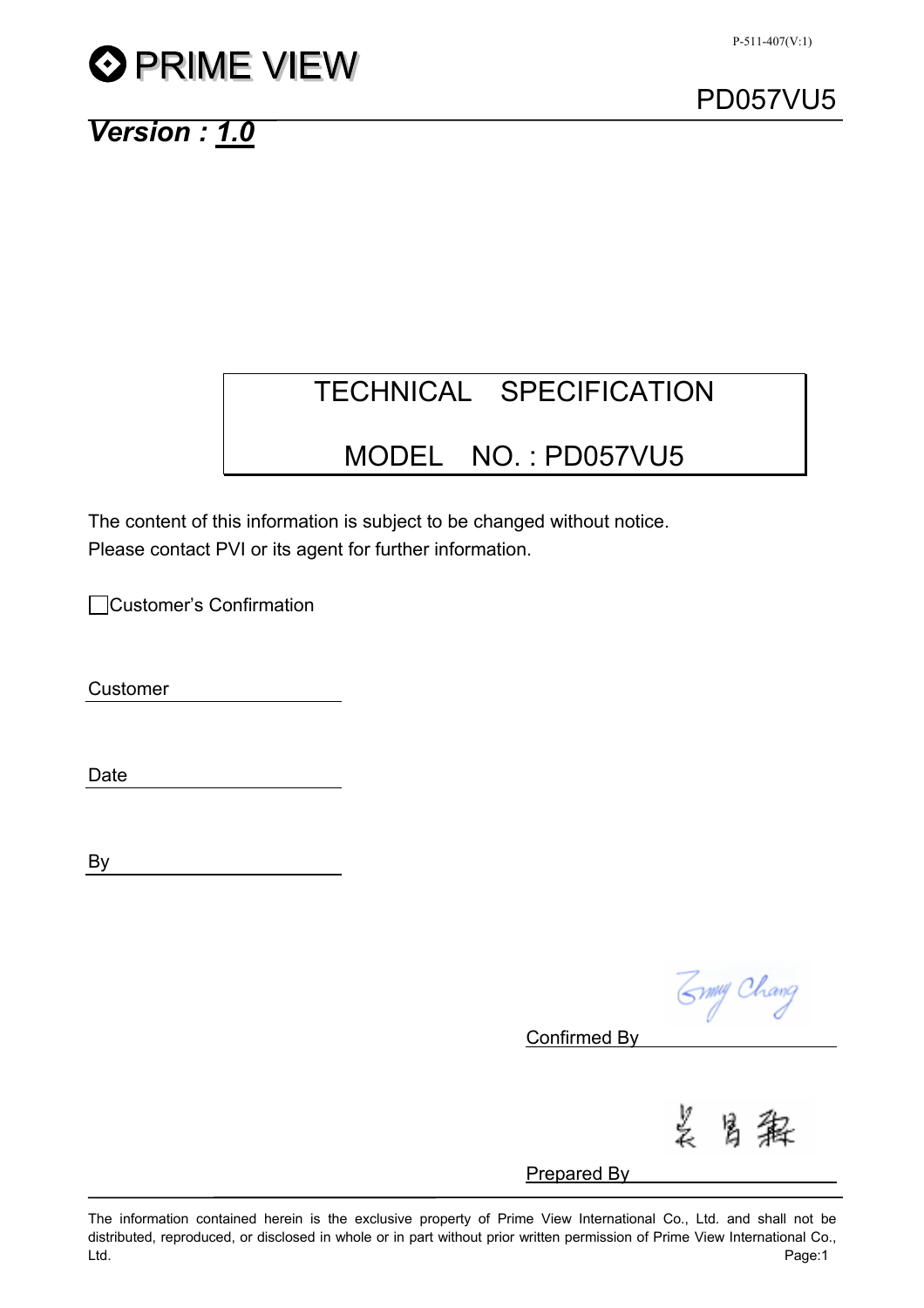PRIME VIEW

P-511-407(V:1)

PD057VU5

***Version : 1.0***

# TECHNICAL SPECIFICATION

# MODEL NO. : PD057VU5

The content of this information is subject to be changed without notice.
Please contact PVI or its agent for further information.

☐ Customer's Confirmation

Customer \_\_\_\_\_\_\_\_\_\_\_\_\_\_\_\_

Date \_\_\_\_\_\_\_\_\_\_\_\_\_\_\_\_

By \_\_\_\_\_\_\_\_\_\_\_\_\_\_\_\_

Confirmed By \_\_\_\_\_\_\_\_\_\_\_\_\_\_\_\_

Prepared By \_\_\_\_\_\_\_\_\_\_\_\_\_\_\_\_

The information contained herein is the exclusive property of Prime View International Co., Ltd. and shall not be distributed, reproduced, or disclosed in whole or in part without prior written permission of Prime View International Co., Ltd.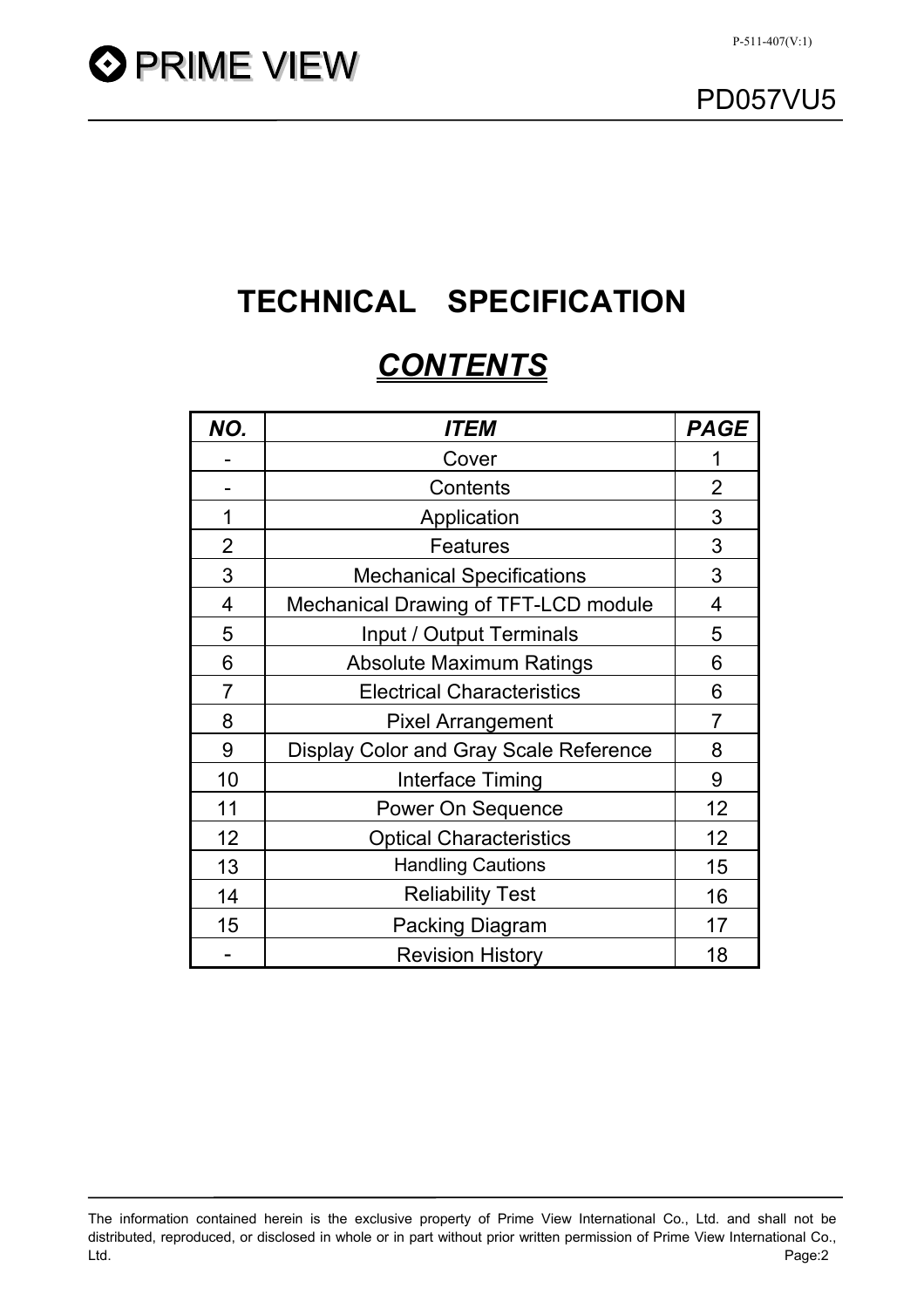# TECHNICAL SPECIFICATION

## *CONTENTS*

| *NO.* | *ITEM* | *PAGE* |
|---|---|---|
| - | Cover | 1 |
| - | Contents | 2 |
| 1 | Application | 3 |
| 2 | Features | 3 |
| 3 | Mechanical Specifications | 3 |
| 4 | Mechanical Drawing of TFT-LCD module | 4 |
| 5 | Input / Output Terminals | 5 |
| 6 | Absolute Maximum Ratings | 6 |
| 7 | Electrical Characteristics | 6 |
| 8 | Pixel Arrangement | 7 |
| 9 | Display Color and Gray Scale Reference | 8 |
| 10 | Interface Timing | 9 |
| 11 | Power On Sequence | 12 |
| 12 | Optical Characteristics | 12 |
| 13 | Handling Cautions | 15 |
| 14 | Reliability Test | 16 |
| 15 | Packing Diagram | 17 |
| - | Revision History | 18 |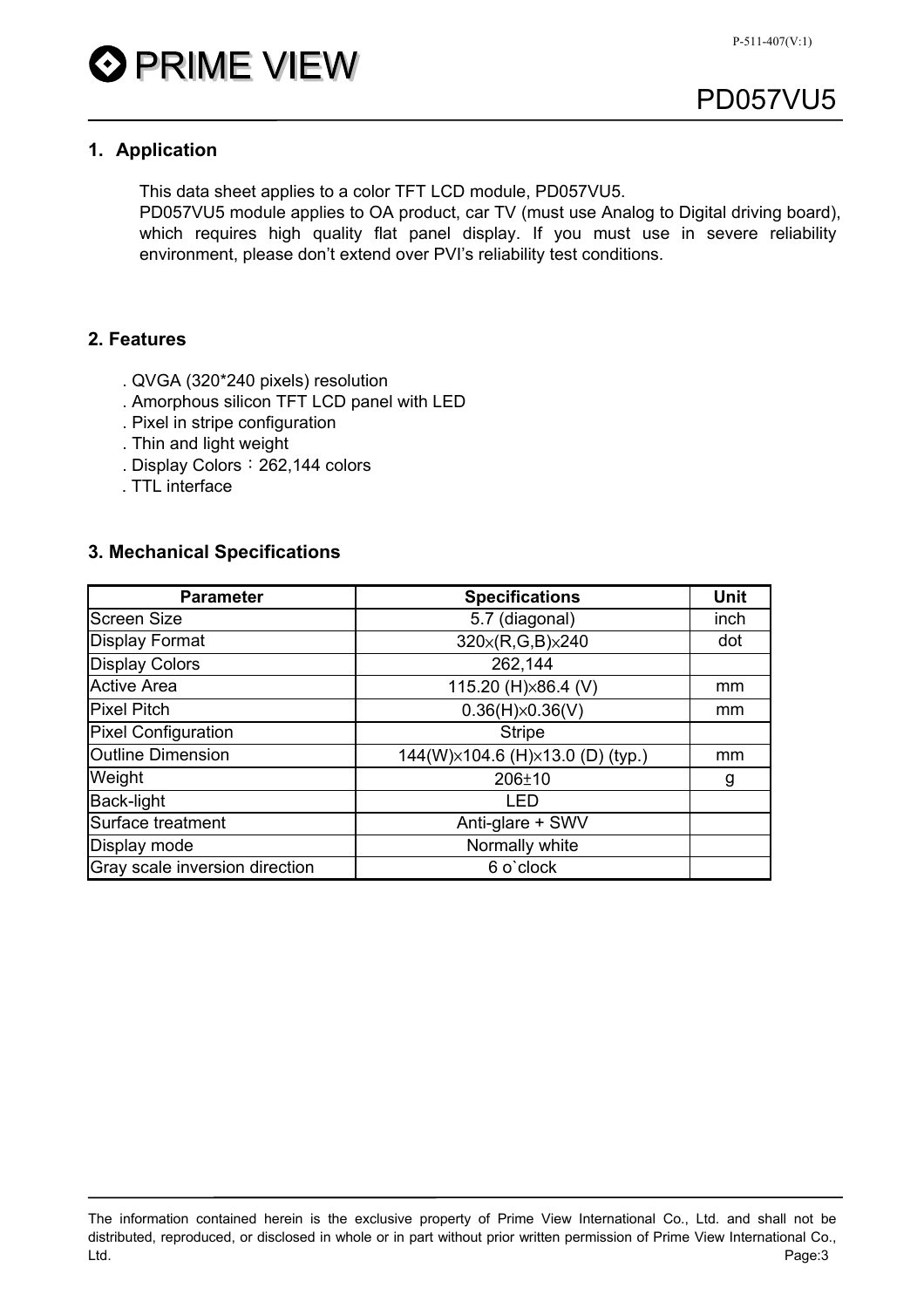## 1. Application

This data sheet applies to a color TFT LCD module, PD057VU5.
PD057VU5 module applies to OA product, car TV (must use Analog to Digital driving board), which requires high quality flat panel display. If you must use in severe reliability environment, please don't extend over PVI's reliability test conditions.

## 2. Features

. QVGA (320*240 pixels) resolution
. Amorphous silicon TFT LCD panel with LED
. Pixel in stripe configuration
. Thin and light weight
. Display Colors：262,144 colors
. TTL interface

## 3. Mechanical Specifications

| Parameter | Specifications | Unit |
|---|---|---|
| Screen Size | 5.7 (diagonal) | inch |
| Display Format | 320×(R,G,B)×240 | dot |
| Display Colors | 262,144 | |
| Active Area | 115.20 (H)×86.4 (V) | mm |
| Pixel Pitch | 0.36(H)×0.36(V) | mm |
| Pixel Configuration | Stripe | |
| Outline Dimension | 144(W)×104.6 (H)×13.0 (D) (typ.) | mm |
| Weight | 206±10 | g |
| Back-light | LED | |
| Surface treatment | Anti-glare + SWV | |
| Display mode | Normally white | |
| Gray scale inversion direction | 6 o`clock | |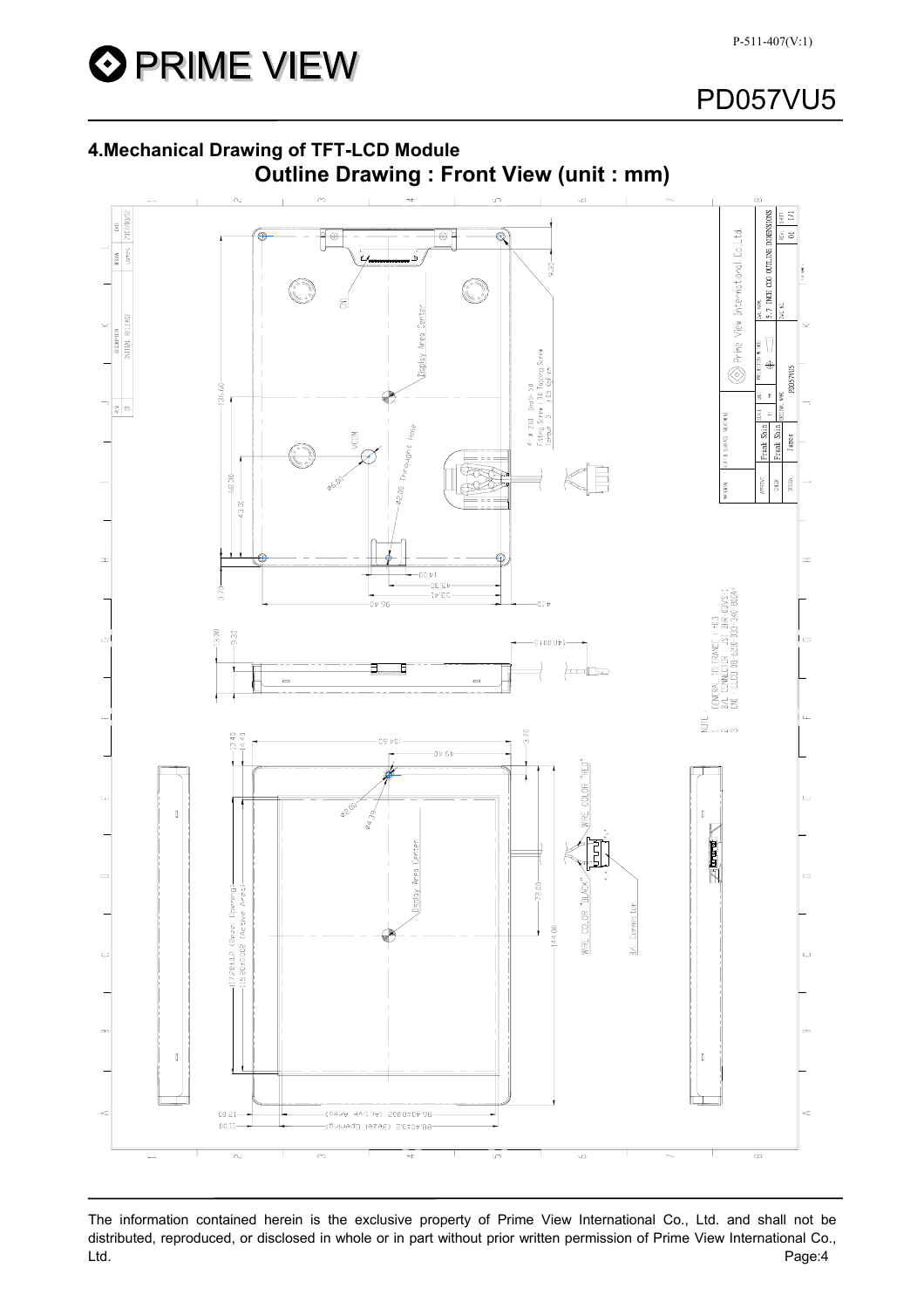## 4.Mechanical Drawing of TFT-LCD Module

### Outline Drawing : Front View (unit : mm)

NOTE

1. GENERAL TOLERANCE : ±0.3
2. B/L CONNECTOR : JST BHR-03VS-1
3. CN1 : ELCO 08-6210-033-340-800A+

The information contained herein is the exclusive property of Prime View International Co., Ltd. and shall not be distributed, reproduced, or disclosed in whole or in part without prior written permission of Prime View International Co., Ltd.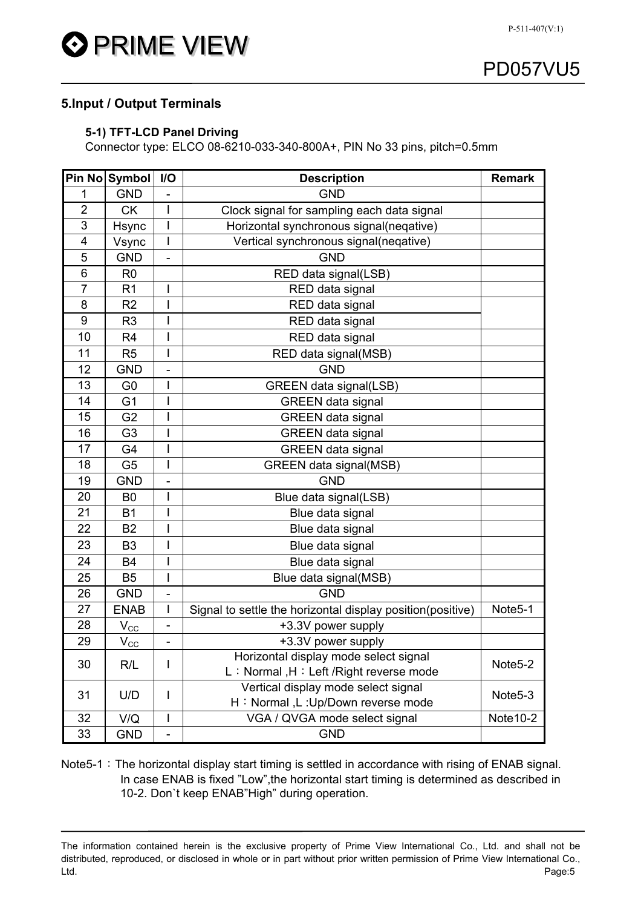## 5.Input / Output Terminals

### 5-1) TFT-LCD Panel Driving

Connector type: ELCO 08-6210-033-340-800A+, PIN No 33 pins, pitch=0.5mm

| Pin No | Symbol | I/O | Description | Remark |
|---|---|---|---|---|
| 1 | GND | - | GND | |
| 2 | CK | I | Clock signal for sampling each data signal | |
| 3 | Hsync | I | Horizontal synchronous signal(neqative) | |
| 4 | Vsync | I | Vertical synchronous signal(neqative) | |
| 5 | GND | - | GND | |
| 6 | R0 | | RED data signal(LSB) | |
| 7 | R1 | I | RED data signal | |
| 8 | R2 | I | RED data signal | |
| 9 | R3 | I | RED data signal | |
| 10 | R4 | I | RED data signal | |
| 11 | R5 | I | RED data signal(MSB) | |
| 12 | GND | - | GND | |
| 13 | G0 | I | GREEN data signal(LSB) | |
| 14 | G1 | I | GREEN data signal | |
| 15 | G2 | I | GREEN data signal | |
| 16 | G3 | I | GREEN data signal | |
| 17 | G4 | I | GREEN data signal | |
| 18 | G5 | I | GREEN data signal(MSB) | |
| 19 | GND | - | GND | |
| 20 | B0 | I | Blue data signal(LSB) | |
| 21 | B1 | I | Blue data signal | |
| 22 | B2 | I | Blue data signal | |
| 23 | B3 | I | Blue data signal | |
| 24 | B4 | I | Blue data signal | |
| 25 | B5 | I | Blue data signal(MSB) | |
| 26 | GND | - | GND | |
| 27 | ENAB | I | Signal to settle the horizontal display position(positive) | Note5-1 |
| 28 | $V_{CC}$ | - | +3.3V power supply | |
| 29 | $V_{CC}$ | - | +3.3V power supply | |
| 30 | R/L | I | Horizontal display mode select signal<br>L：Normal ,H：Left /Right reverse mode | Note5-2 |
| 31 | U/D | I | Vertical display mode select signal<br>H：Normal ,L :Up/Down reverse mode | Note5-3 |
| 32 | V/Q | I | VGA / QVGA mode select signal | Note10-2 |
| 33 | GND | - | GND | |

Note5-1：The horizontal display start timing is settled in accordance with rising of ENAB signal. In case ENAB is fixed "Low",the horizontal start timing is determined as described in 10-2. Don`t keep ENAB"High" during operation.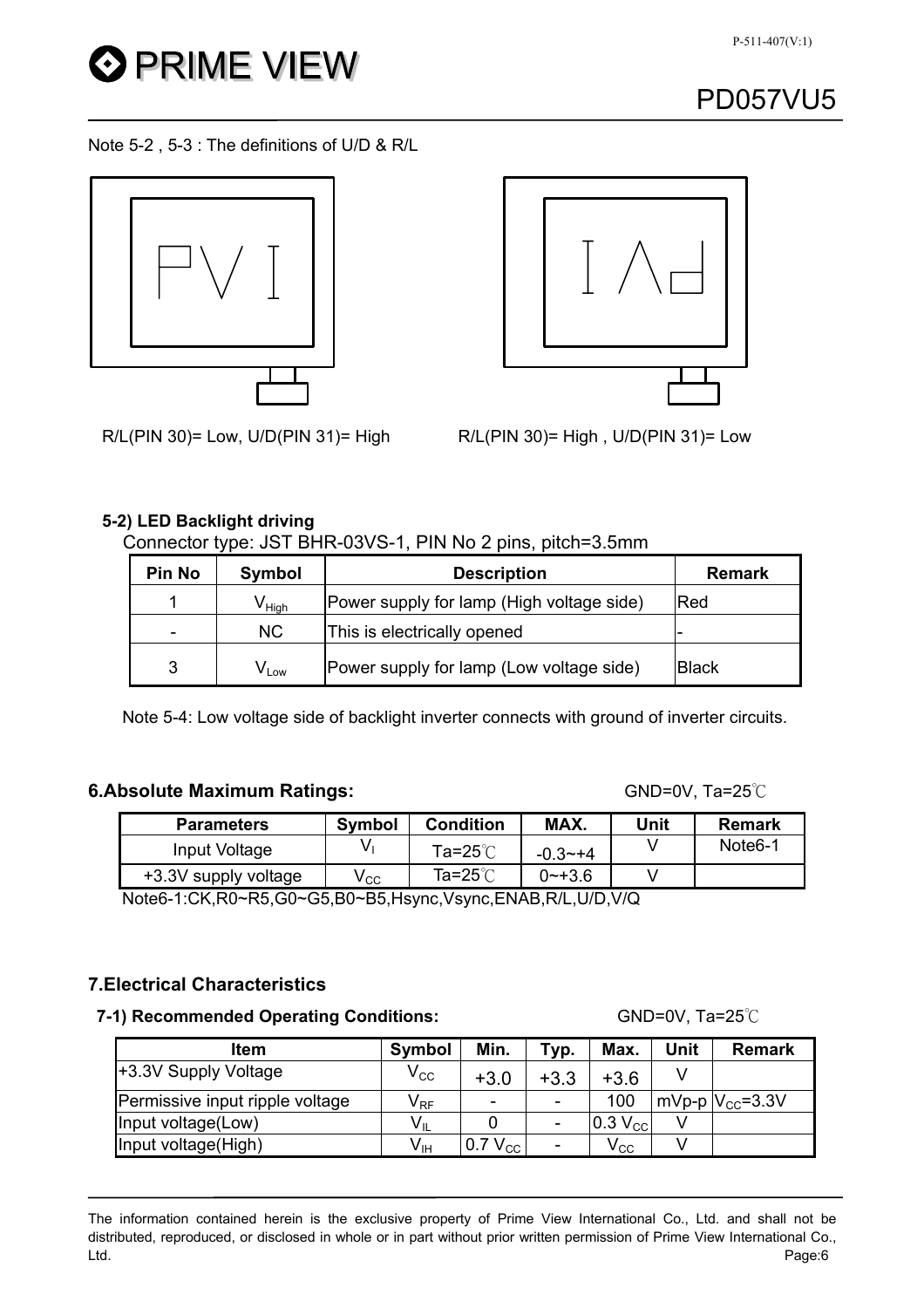Note 5-2 , 5-3 : The definitions of U/D & R/L

R/L(PIN 30)= Low, U/D(PIN 31)= High　　　R/L(PIN 30)= High , U/D(PIN 31)= Low

**5-2) LED Backlight driving**

Connector type: JST BHR-03VS-1, PIN No 2 pins, pitch=3.5mm

| Pin No | Symbol | Description | Remark |
|---|---|---|---|
| 1 | $V_{High}$ | Power supply for lamp (High voltage side) | Red |
| - | NC | This is electrically opened | - |
| 3 | $V_{Low}$ | Power supply for lamp (Low voltage side) | Black |

Note 5-4: Low voltage side of backlight inverter connects with ground of inverter circuits.

## 6.Absolute Maximum Ratings:

GND=0V, Ta=25℃

| Parameters | Symbol | Condition | MAX. | Unit | Remark |
|---|---|---|---|---|---|
| Input Voltage | $V_I$ | Ta=25℃ | -0.3~+4 | V | Note6-1 |
| +3.3V supply voltage | $V_{CC}$ | Ta=25℃ | 0~+3.6 | V | |

Note6-1:CK,R0~R5,G0~G5,B0~B5,Hsync,Vsync,ENAB,R/L,U/D,V/Q

## 7.Electrical Characteristics

**7-1) Recommended Operating Conditions:**

GND=0V, Ta=25℃

| Item | Symbol | Min. | Typ. | Max. | Unit | Remark |
|---|---|---|---|---|---|---|
| +3.3V Supply Voltage | $V_{CC}$ | +3.0 | +3.3 | +3.6 | V | |
| Permissive input ripple voltage | $V_{RF}$ | - | - | 100 | mVp-p | $V_{CC}$=3.3V |
| Input voltage(Low) | $V_{IL}$ | 0 | - | 0.3 $V_{CC}$ | V | |
| Input voltage(High) | $V_{IH}$ | 0.7 $V_{CC}$ | - | $V_{CC}$ | V | |

The information contained herein is the exclusive property of Prime View International Co., Ltd. and shall not be distributed, reproduced, or disclosed in whole or in part without prior written permission of Prime View International Co., Ltd.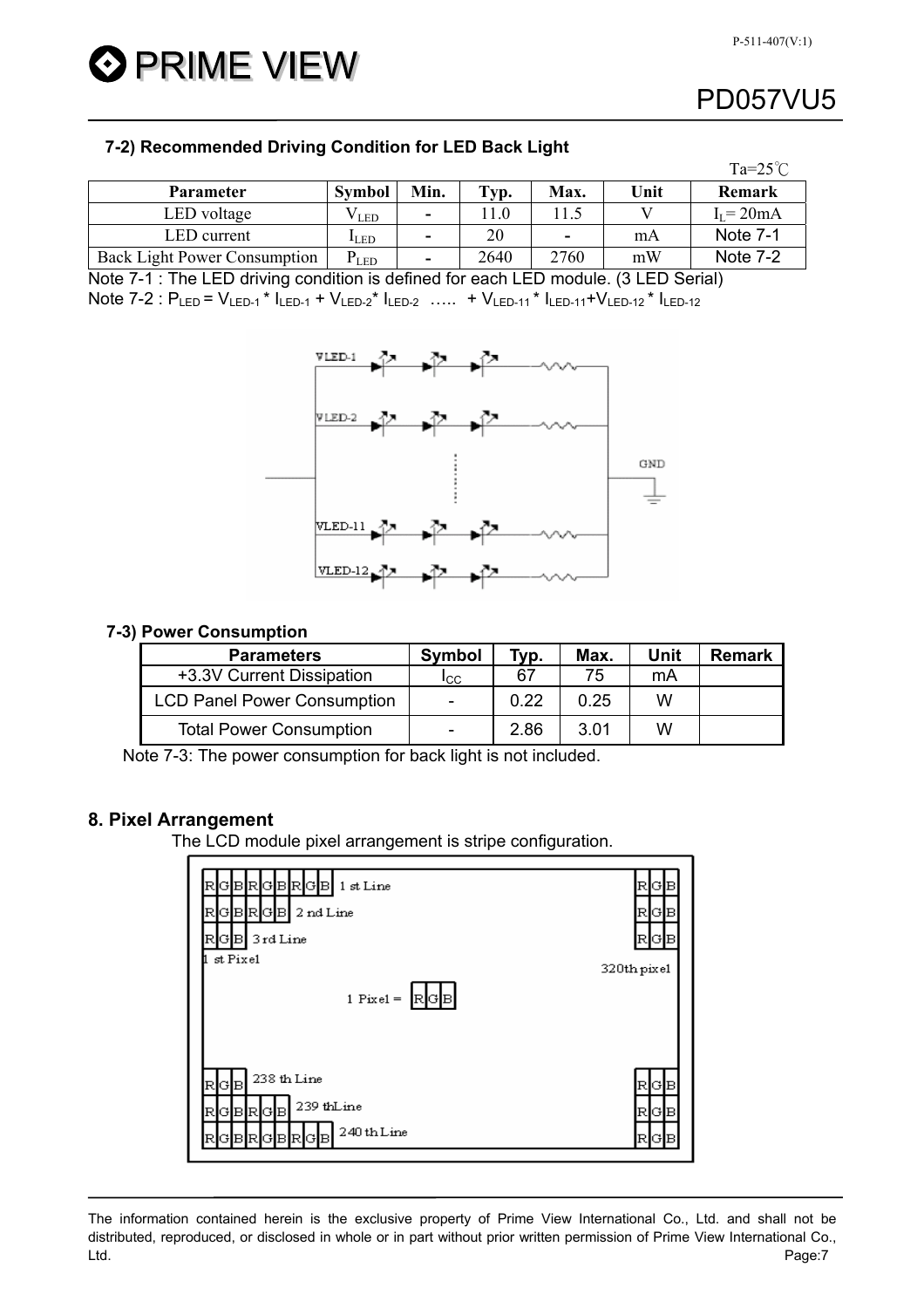### 7-2) Recommended Driving Condition for LED Back Light

Ta=25℃

| Parameter | Symbol | Min. | Typ. | Max. | Unit | Remark |
|---|---|---|---|---|---|---|
| LED voltage | $V_{LED}$ | - | 11.0 | 11.5 | V | $I_L$= 20mA |
| LED current | $I_{LED}$ | - | 20 | - | mA | Note 7-1 |
| Back Light Power Consumption | $P_{LED}$ | - | 2640 | 2760 | mW | Note 7-2 |

Note 7-1 : The LED driving condition is defined for each LED module. (3 LED Serial)

Note 7-2 : $P_{LED} = V_{LED-1} * I_{LED-1} + V_{LED-2} * I_{LED-2}$ ….. $+ V_{LED-11} * I_{LED-11} + V_{LED-12} * I_{LED-12}$

VLED-1
VLED-2
VLED-11
VLED-12
GND

### 7-3) Power Consumption

| Parameters | Symbol | Typ. | Max. | Unit | Remark |
|---|---|---|---|---|---|
| +3.3V Current Dissipation | $I_{CC}$ | 67 | 75 | mA | |
| LCD Panel Power Consumption | - | 0.22 | 0.25 | W | |
| Total Power Consumption | - | 2.86 | 3.01 | W | |

Note 7-3: The power consumption for back light is not included.

## 8. Pixel Arrangement

The LCD module pixel arrangement is stripe configuration.

R G B R G B R G B 1 st Line
R G B R G B 2 nd Line
R G B 3 rd Line
1 st Pixel
320th pixel
1 Pixel = R G B
238 th Line
239 thLine
240 th Line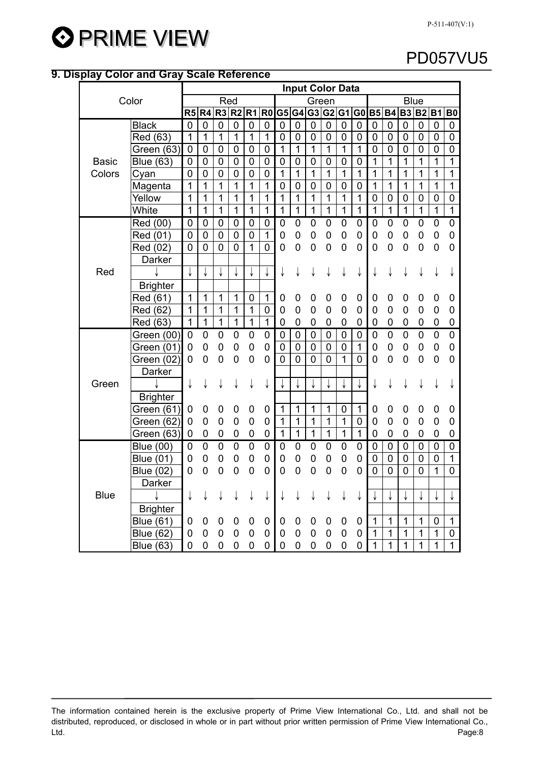## 9. Display Color and Gray Scale Reference

| Color | | Input Color Data | | | | | | | | | | | | | | | | | |
|---|---|---|---|---|---|---|---|---|---|---|---|---|---|---|---|---|---|---|---|
| | | Red | | | | | | Green | | | | | | Blue | | | | | |
| | | R5 | R4 | R3 | R2 | R1 | R0 | G5 | G4 | G3 | G2 | G1 | G0 | B5 | B4 | B3 | B2 | B1 | B0 |
| Basic Colors | Black | 0 | 0 | 0 | 0 | 0 | 0 | 0 | 0 | 0 | 0 | 0 | 0 | 0 | 0 | 0 | 0 | 0 | 0 |
| | Red (63) | 1 | 1 | 1 | 1 | 1 | 1 | 0 | 0 | 0 | 0 | 0 | 0 | 0 | 0 | 0 | 0 | 0 | 0 |
| | Green (63) | 0 | 0 | 0 | 0 | 0 | 0 | 1 | 1 | 1 | 1 | 1 | 1 | 0 | 0 | 0 | 0 | 0 | 0 |
| | Blue (63) | 0 | 0 | 0 | 0 | 0 | 0 | 0 | 0 | 0 | 0 | 0 | 0 | 1 | 1 | 1 | 1 | 1 | 1 |
| | Cyan | 0 | 0 | 0 | 0 | 0 | 0 | 1 | 1 | 1 | 1 | 1 | 1 | 1 | 1 | 1 | 1 | 1 | 1 |
| | Magenta | 1 | 1 | 1 | 1 | 1 | 1 | 0 | 0 | 0 | 0 | 0 | 0 | 1 | 1 | 1 | 1 | 1 | 1 |
| | Yellow | 1 | 1 | 1 | 1 | 1 | 1 | 1 | 1 | 1 | 1 | 1 | 1 | 0 | 0 | 0 | 0 | 0 | 0 |
| | White | 1 | 1 | 1 | 1 | 1 | 1 | 1 | 1 | 1 | 1 | 1 | 1 | 1 | 1 | 1 | 1 | 1 | 1 |
| Red | Red (00) | 0 | 0 | 0 | 0 | 0 | 0 | 0 | 0 | 0 | 0 | 0 | 0 | 0 | 0 | 0 | 0 | 0 | 0 |
| | Red (01) | 0 | 0 | 0 | 0 | 0 | 1 | 0 | 0 | 0 | 0 | 0 | 0 | 0 | 0 | 0 | 0 | 0 | 0 |
| | Red (02) | 0 | 0 | 0 | 0 | 1 | 0 | 0 | 0 | 0 | 0 | 0 | 0 | 0 | 0 | 0 | 0 | 0 | 0 |
| | Darker<br>↓<br>Brighter | ↓ | ↓ | ↓ | ↓ | ↓ | ↓ | ↓ | ↓ | ↓ | ↓ | ↓ | ↓ | ↓ | ↓ | ↓ | ↓ | ↓ | ↓ |
| | Red (61) | 1 | 1 | 1 | 1 | 0 | 1 | 0 | 0 | 0 | 0 | 0 | 0 | 0 | 0 | 0 | 0 | 0 | 0 |
| | Red (62) | 1 | 1 | 1 | 1 | 1 | 0 | 0 | 0 | 0 | 0 | 0 | 0 | 0 | 0 | 0 | 0 | 0 | 0 |
| | Red (63) | 1 | 1 | 1 | 1 | 1 | 1 | 0 | 0 | 0 | 0 | 0 | 0 | 0 | 0 | 0 | 0 | 0 | 0 |
| Green | Green (00) | 0 | 0 | 0 | 0 | 0 | 0 | 0 | 0 | 0 | 0 | 0 | 0 | 0 | 0 | 0 | 0 | 0 | 0 |
| | Green (01) | 0 | 0 | 0 | 0 | 0 | 0 | 0 | 0 | 0 | 0 | 0 | 1 | 0 | 0 | 0 | 0 | 0 | 0 |
| | Green (02) | 0 | 0 | 0 | 0 | 0 | 0 | 0 | 0 | 0 | 0 | 1 | 0 | 0 | 0 | 0 | 0 | 0 | 0 |
| | Darker<br>↓<br>Brighter | ↓ | ↓ | ↓ | ↓ | ↓ | ↓ | ↓ | ↓ | ↓ | ↓ | ↓ | ↓ | ↓ | ↓ | ↓ | ↓ | ↓ | ↓ |
| | Green (61) | 0 | 0 | 0 | 0 | 0 | 0 | 1 | 1 | 1 | 1 | 0 | 1 | 0 | 0 | 0 | 0 | 0 | 0 |
| | Green (62) | 0 | 0 | 0 | 0 | 0 | 0 | 1 | 1 | 1 | 1 | 1 | 0 | 0 | 0 | 0 | 0 | 0 | 0 |
| | Green (63) | 0 | 0 | 0 | 0 | 0 | 0 | 1 | 1 | 1 | 1 | 1 | 1 | 0 | 0 | 0 | 0 | 0 | 0 |
| Blue | Blue (00) | 0 | 0 | 0 | 0 | 0 | 0 | 0 | 0 | 0 | 0 | 0 | 0 | 0 | 0 | 0 | 0 | 0 | 0 |
| | Blue (01) | 0 | 0 | 0 | 0 | 0 | 0 | 0 | 0 | 0 | 0 | 0 | 0 | 0 | 0 | 0 | 0 | 0 | 1 |
| | Blue (02) | 0 | 0 | 0 | 0 | 0 | 0 | 0 | 0 | 0 | 0 | 0 | 0 | 0 | 0 | 0 | 0 | 1 | 0 |
| | Darker<br>↓<br>Brighter | ↓ | ↓ | ↓ | ↓ | ↓ | ↓ | ↓ | ↓ | ↓ | ↓ | ↓ | ↓ | ↓ | ↓ | ↓ | ↓ | ↓ | ↓ |
| | Blue (61) | 0 | 0 | 0 | 0 | 0 | 0 | 0 | 0 | 0 | 0 | 0 | 0 | 1 | 1 | 1 | 1 | 0 | 1 |
| | Blue (62) | 0 | 0 | 0 | 0 | 0 | 0 | 0 | 0 | 0 | 0 | 0 | 0 | 1 | 1 | 1 | 1 | 1 | 0 |
| | Blue (63) | 0 | 0 | 0 | 0 | 0 | 0 | 0 | 0 | 0 | 0 | 0 | 0 | 1 | 1 | 1 | 1 | 1 | 1 |

The information contained herein is the exclusive property of Prime View International Co., Ltd. and shall not be distributed, reproduced, or disclosed in whole or in part without prior written permission of Prime View International Co., Ltd.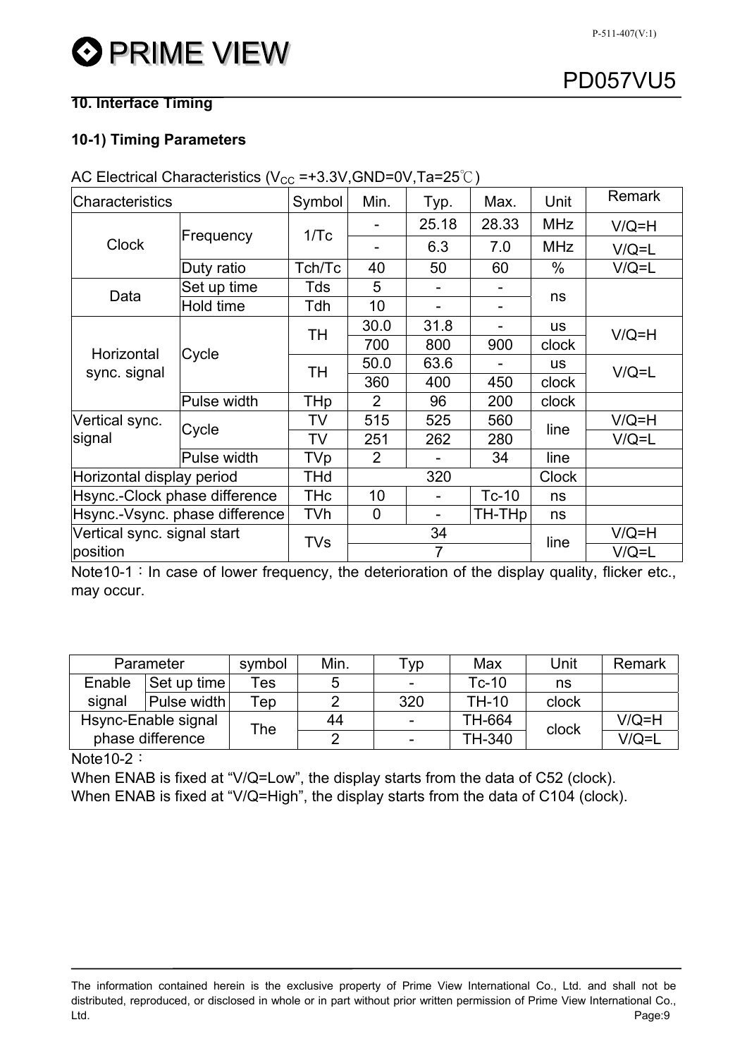## 10. Interface Timing

### 10-1) Timing Parameters

AC Electrical Characteristics ($V_{CC}$ =+3.3V,GND=0V,Ta=25℃)

| Characteristics | | Symbol | Min. | Typ. | Max. | Unit | Remark |
|---|---|---|---|---|---|---|---|
| Clock | Frequency | 1/Tc | - | 25.18 | 28.33 | MHz | V/Q=H |
| | | | - | 6.3 | 7.0 | MHz | V/Q=L |
| | Duty ratio | Tch/Tc | 40 | 50 | 60 | % | V/Q=L |
| Data | Set up time | Tds | 5 | - | - | ns | |
| | Hold time | Tdh | 10 | - | - | | |
| Horizontal sync. signal | Cycle | TH | 30.0 | 31.8 | - | us | V/Q=H |
| | | | 700 | 800 | 900 | clock | |
| | | TH | 50.0 | 63.6 | - | us | V/Q=L |
| | | | 360 | 400 | 450 | clock | |
| | Pulse width | THp | 2 | 96 | 200 | clock | |
| Vertical sync. signal | Cycle | TV | 515 | 525 | 560 | line | V/Q=H |
| | | TV | 251 | 262 | 280 | | V/Q=L |
| | Pulse width | TVp | 2 | - | 34 | line | |
| Horizontal display period | | THd | 320 | | | Clock | |
| Hsync.-Clock phase difference | | THc | 10 | - | Tc-10 | ns | |
| Hsync.-Vsync. phase difference | | TVh | 0 | - | TH-THp | ns | |
| Vertical sync. signal start position | | TVs | 34 | | | line | V/Q=H |
| | | | 7 | | | | V/Q=L |

Note10-1：In case of lower frequency, the deterioration of the display quality, flicker etc., may occur.

| Parameter | | symbol | Min. | Typ | Max | Unit | Remark |
|---|---|---|---|---|---|---|---|
| Enable signal | Set up time | Tes | 5 | - | Tc-10 | ns | |
| | Pulse width | Tep | 2 | 320 | TH-10 | clock | |
| Hsync-Enable signal phase difference | | The | 44 | - | TH-664 | clock | V/Q=H |
| | | | 2 | - | TH-340 | | V/Q=L |

Note10-2：

When ENAB is fixed at “V/Q=Low”, the display starts from the data of C52 (clock).

When ENAB is fixed at “V/Q=High”, the display starts from the data of C104 (clock).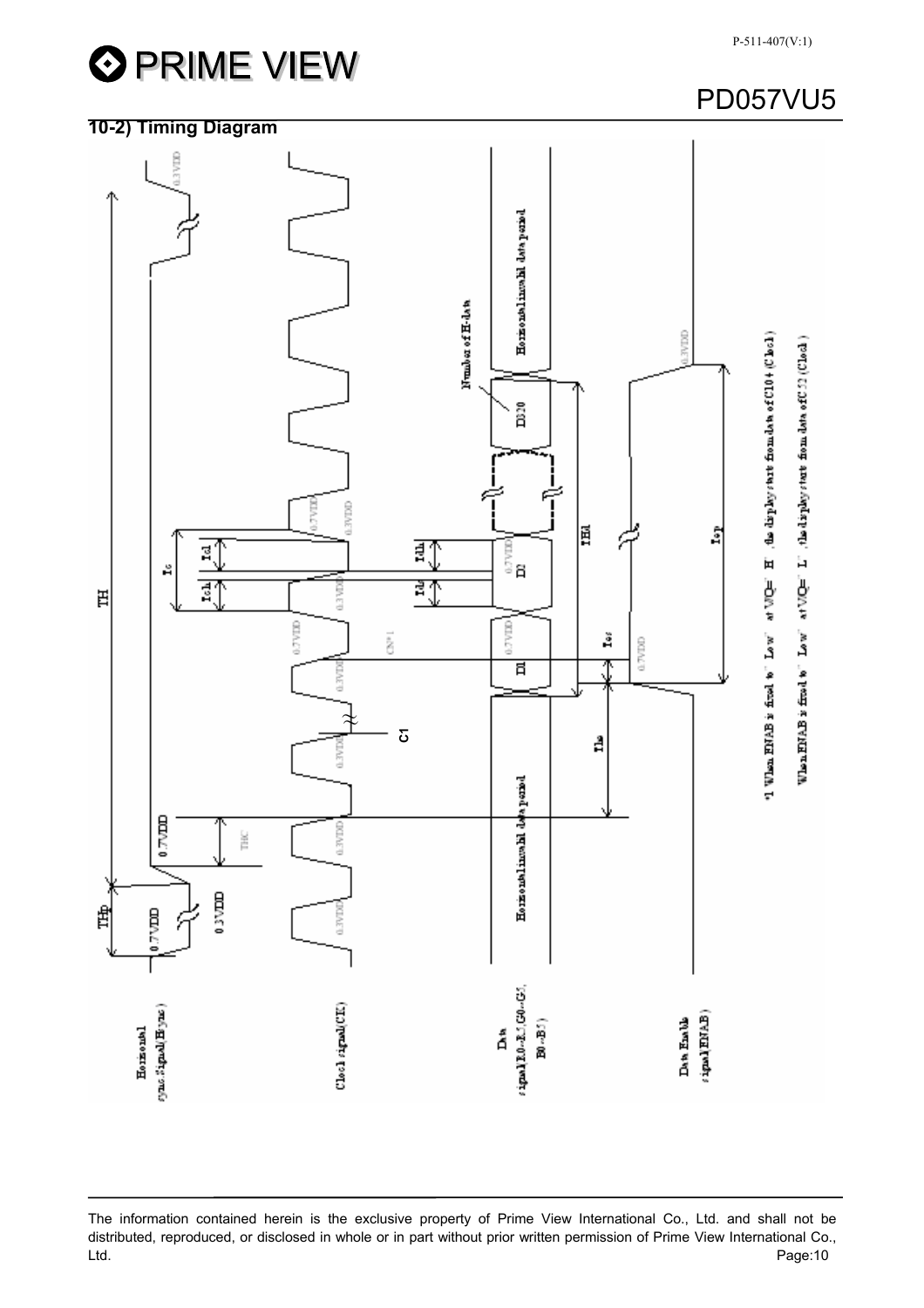## 10-2) Timing Diagram

Horizontal sync signal (Hsync)

Clock signal (CK)

Data signal (R0~R5, G0~G5, B0~B5)

Data Enable signal (ENAB)

TH

THp

0.7VDD

0.3VDD

THC

Tc

Tch

Tcl

Tdh

Tds

THe

Tes

Tep

THd

C1

CN*1

D1

D2

D320

Number of H-data

Horizontal invalid data period

*1 When ENAB is fixed to " Low" at VIQ= " H" , the display start from data of C104 (Clock)

When ENAB is fixed to " Low" at VIQ= " L" , the display start from data of C52 (Clock)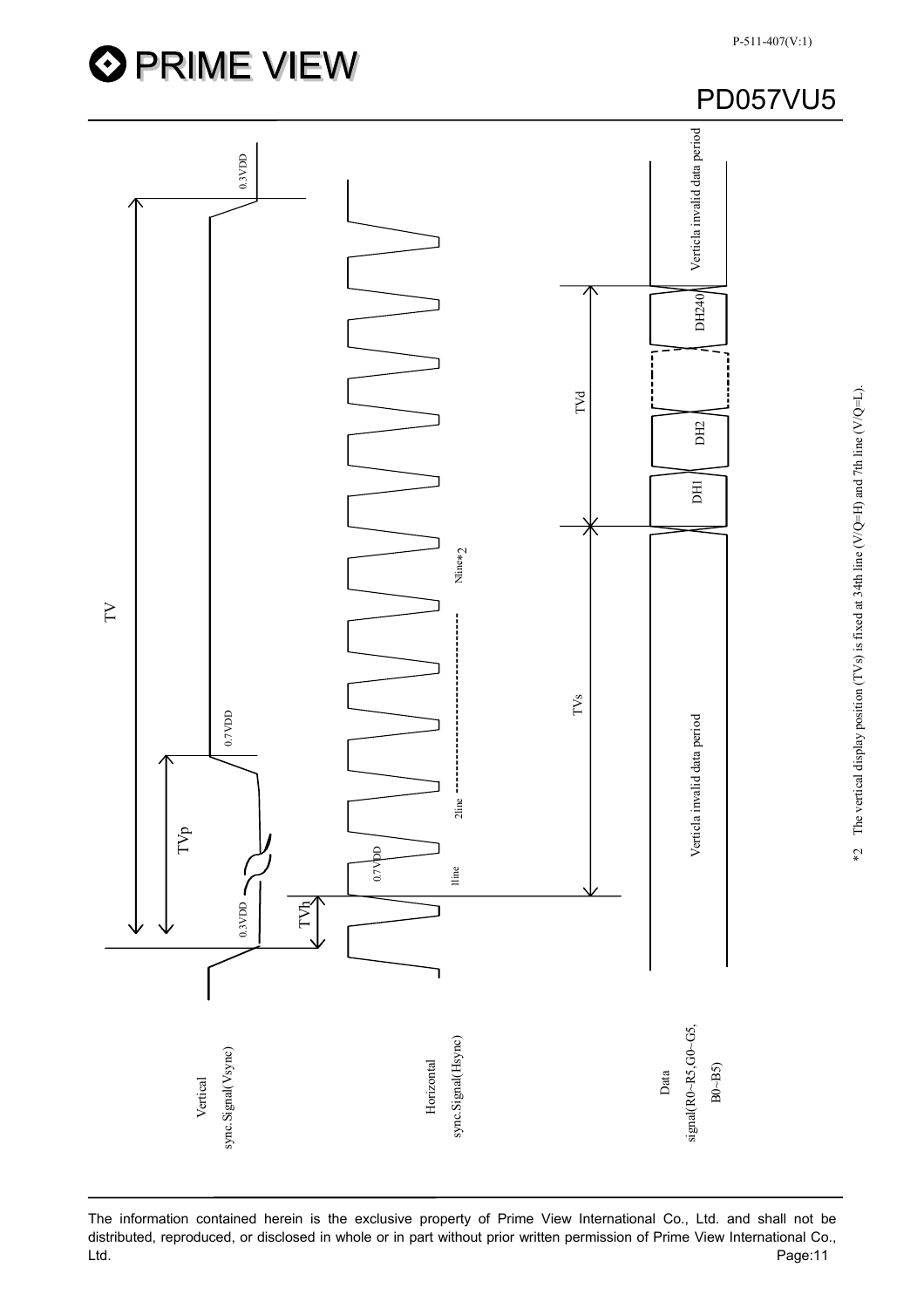Vertical sync.Signal(Vsync)

Horizontal sync.Signal(Hsync)

Data signal(R0~R5,G0~G5, B0~B5)

TV

TVp

TVh

TVs

TVd

0.3VDD

0.7VDD

1line

2line

Nline*2

Verticla invalid data period

DH1

DH2

DH240

*2 The vertical display position (TVs) is fixed at 34th line (V/Q=H) and 7th line (V/Q=L).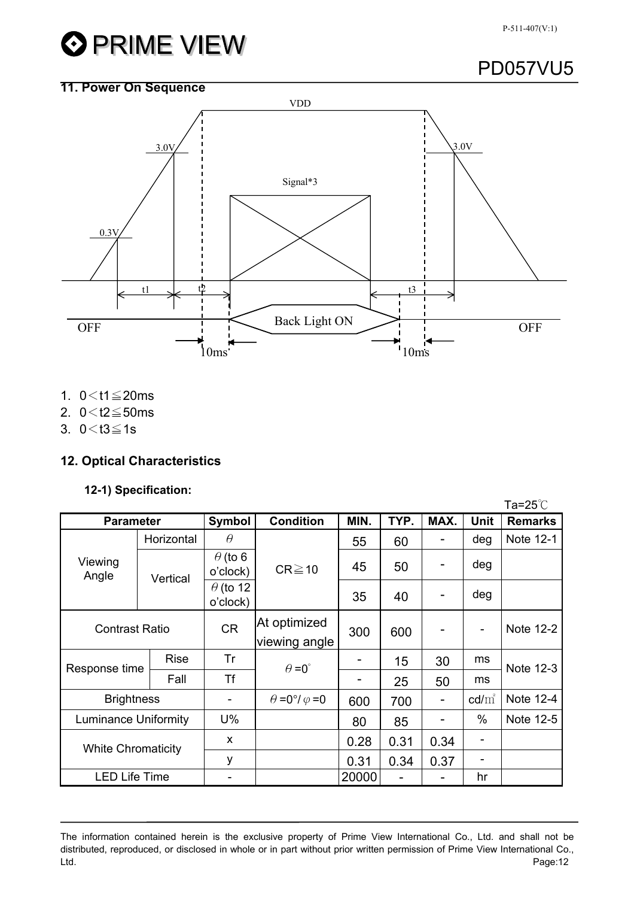## 11. Power On Sequence

VDD

3.0V 3.0V

Signal*3

0.3V

t1 t2 t3

OFF Back Light ON OFF

10ms 10ms

1. 0＜t1≦20ms
2. 0＜t2≦50ms
3. 0＜t3≦1s

## 12. Optical Characteristics

### 12-1) Specification:

Ta=25℃

| Parameter | | Symbol | Condition | MIN. | TYP. | MAX. | Unit | Remarks |
|---|---|---|---|---|---|---|---|---|
| Viewing Angle | Horizontal | θ | CR≧10 | 55 | 60 | - | deg | Note 12-1 |
| | Vertical | θ (to 6 o'clock) | | 45 | 50 | - | deg | |
| | | θ (to 12 o'clock) | | 35 | 40 | - | deg | |
| Contrast Ratio | | CR | At optimized viewing angle | 300 | 600 | - | - | Note 12-2 |
| Response time | Rise | Tr | θ=0° | - | 15 | 30 | ms | Note 12-3 |
| | Fall | Tf | | - | 25 | 50 | ms | |
| Brightness | | - | θ=0°/φ=0 | 600 | 700 | - | cd/㎡ | Note 12-4 |
| Luminance Uniformity | | U% | | 80 | 85 | - | % | Note 12-5 |
| White Chromaticity | | x | | 0.28 | 0.31 | 0.34 | - | |
| | | y | | 0.31 | 0.34 | 0.37 | - | |
| LED Life Time | | - | | 20000 | - | - | hr | |

The information contained herein is the exclusive property of Prime View International Co., Ltd. and shall not be distributed, reproduced, or disclosed in whole or in part without prior written permission of Prime View International Co., Ltd.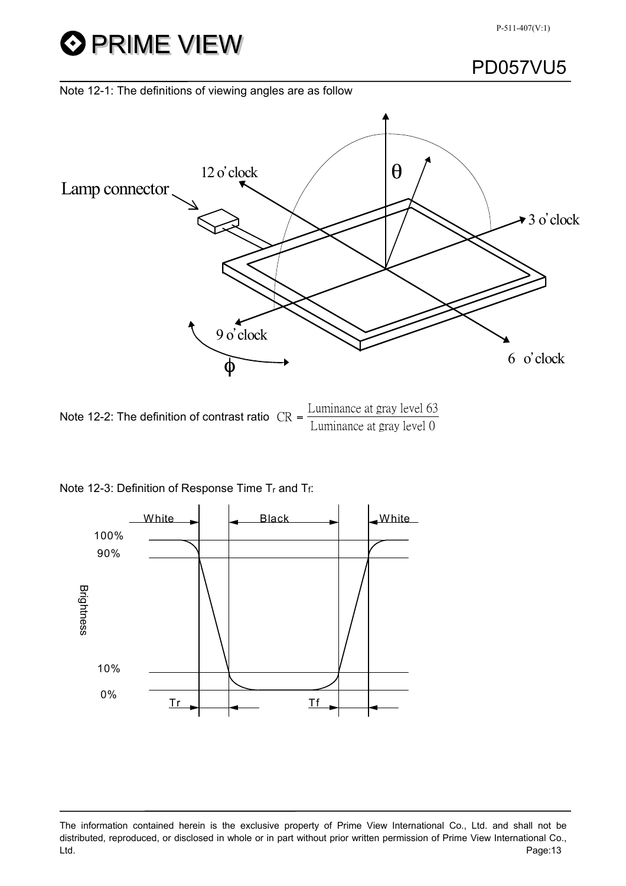Note 12-1: The definitions of viewing angles are as follow

Note 12-2: The definition of contrast ratio $CR = \frac{\text{Luminance at gray level 63}}{\text{Luminance at gray level 0}}$

Note 12-3: Definition of Response Time $T_r$ and $T_f$: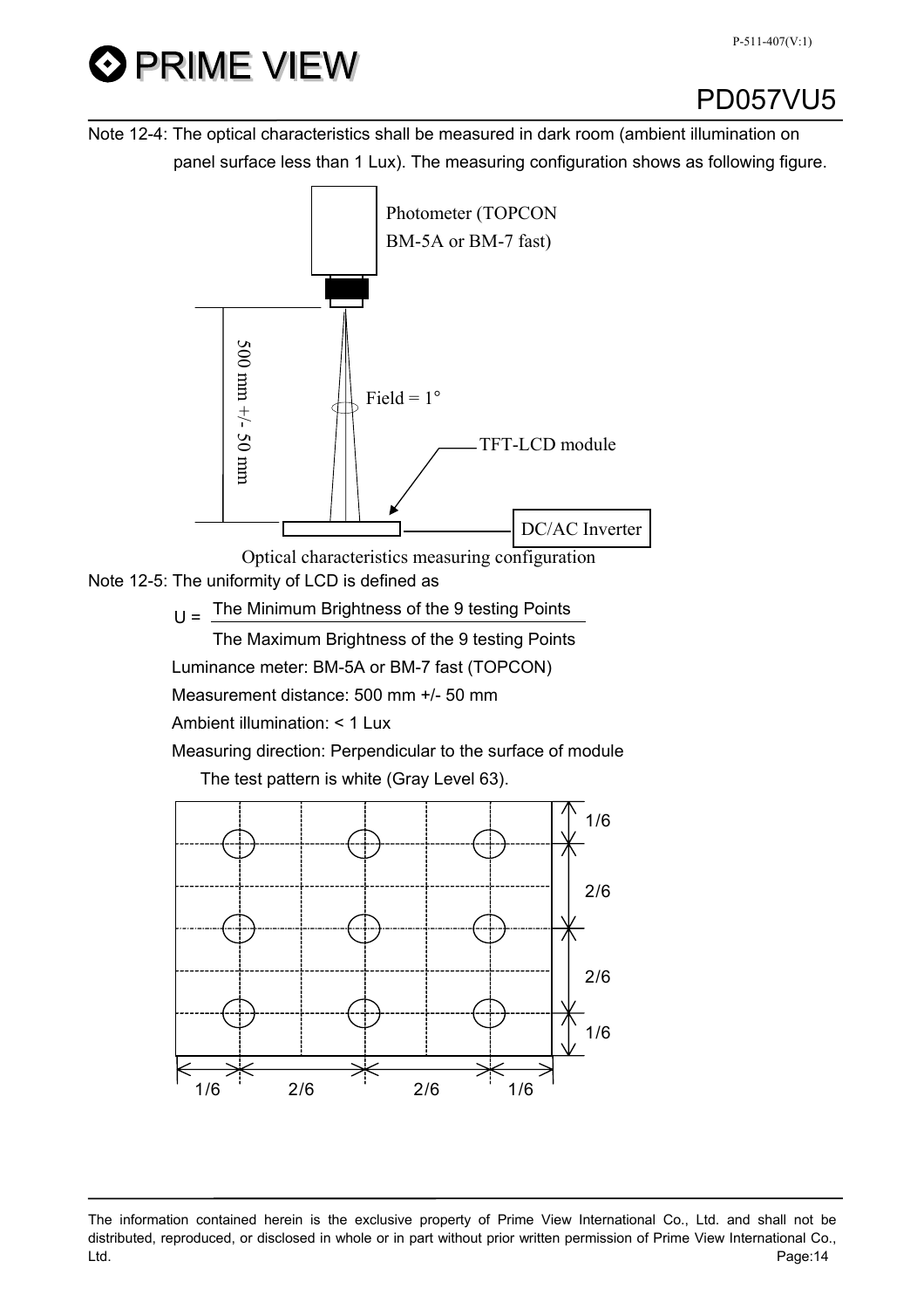Note 12-4: The optical characteristics shall be measured in dark room (ambient illumination on panel surface less than 1 Lux). The measuring configuration shows as following figure.

Photometer (TOPCON BM-5A or BM-7 fast)

500 mm +/- 50 mm

Field = 1°

TFT-LCD module

DC/AC Inverter

Optical characteristics measuring configuration

Note 12-5: The uniformity of LCD is defined as

$$U = \frac{\text{The Minimum Brightness of the 9 testing Points}}{\text{The Maximum Brightness of the 9 testing Points}}$$

Luminance meter: BM-5A or BM-7 fast (TOPCON)

Measurement distance: 500 mm +/- 50 mm

Ambient illumination: < 1 Lux

Measuring direction: Perpendicular to the surface of module

The test pattern is white (Gray Level 63).

1/6 2/6 2/6 1/6

1/6 2/6 2/6 1/6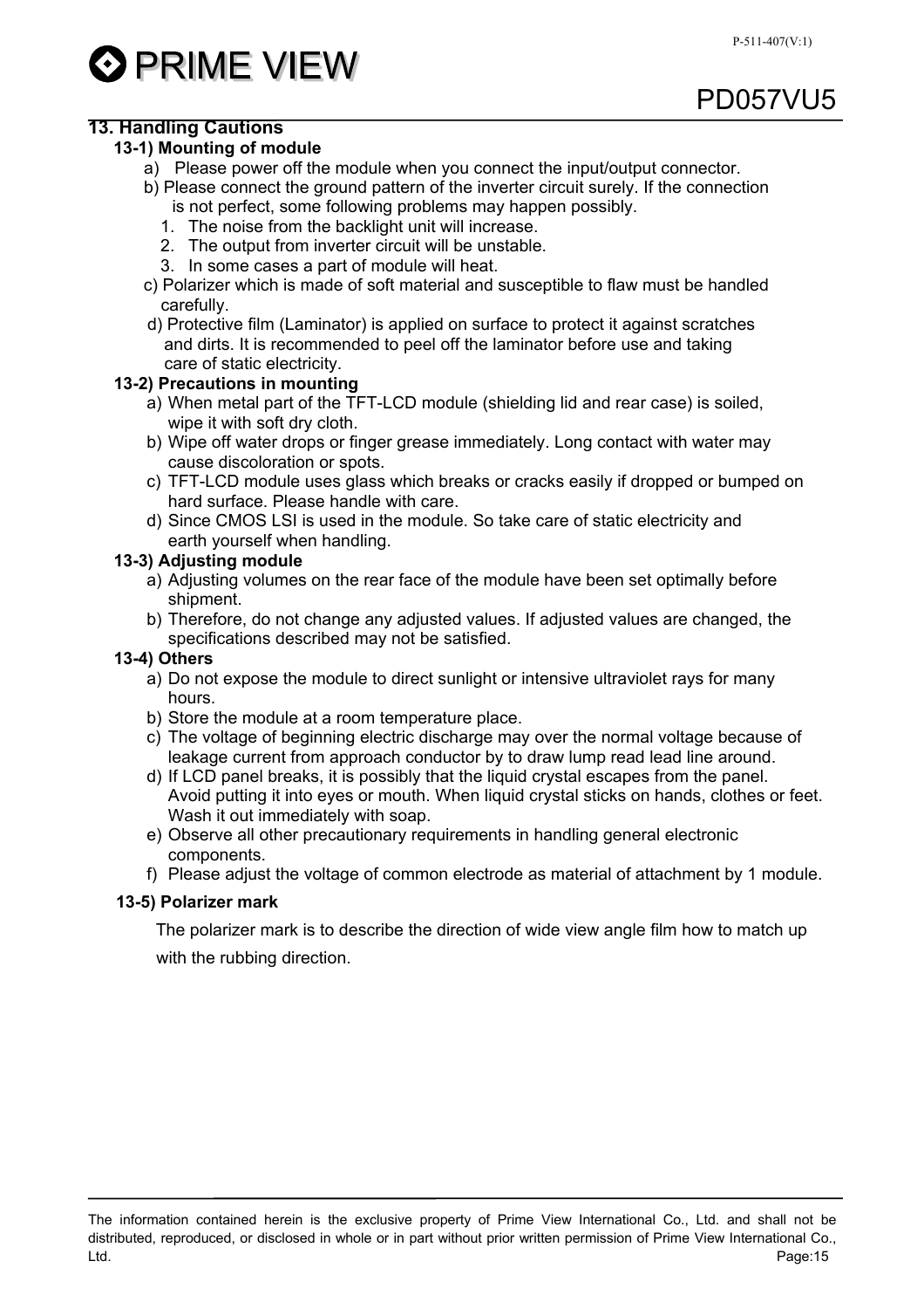## 13. Handling Cautions

### 13-1) Mounting of module

a) Please power off the module when you connect the input/output connector.

b) Please connect the ground pattern of the inverter circuit surely. If the connection is not perfect, some following problems may happen possibly.

1. The noise from the backlight unit will increase.
2. The output from inverter circuit will be unstable.
3. In some cases a part of module will heat.

c) Polarizer which is made of soft material and susceptible to flaw must be handled carefully.

d) Protective film (Laminator) is applied on surface to protect it against scratches and dirts. It is recommended to peel off the laminator before use and taking care of static electricity.

### 13-2) Precautions in mounting

a) When metal part of the TFT-LCD module (shielding lid and rear case) is soiled, wipe it with soft dry cloth.

b) Wipe off water drops or finger grease immediately. Long contact with water may cause discoloration or spots.

c) TFT-LCD module uses glass which breaks or cracks easily if dropped or bumped on hard surface. Please handle with care.

d) Since CMOS LSI is used in the module. So take care of static electricity and earth yourself when handling.

### 13-3) Adjusting module

a) Adjusting volumes on the rear face of the module have been set optimally before shipment.

b) Therefore, do not change any adjusted values. If adjusted values are changed, the specifications described may not be satisfied.

### 13-4) Others

a) Do not expose the module to direct sunlight or intensive ultraviolet rays for many hours.

b) Store the module at a room temperature place.

c) The voltage of beginning electric discharge may over the normal voltage because of leakage current from approach conductor by to draw lump read lead line around.

d) If LCD panel breaks, it is possibly that the liquid crystal escapes from the panel. Avoid putting it into eyes or mouth. When liquid crystal sticks on hands, clothes or feet. Wash it out immediately with soap.

e) Observe all other precautionary requirements in handling general electronic components.

f) Please adjust the voltage of common electrode as material of attachment by 1 module.

### 13-5) Polarizer mark

The polarizer mark is to describe the direction of wide view angle film how to match up with the rubbing direction.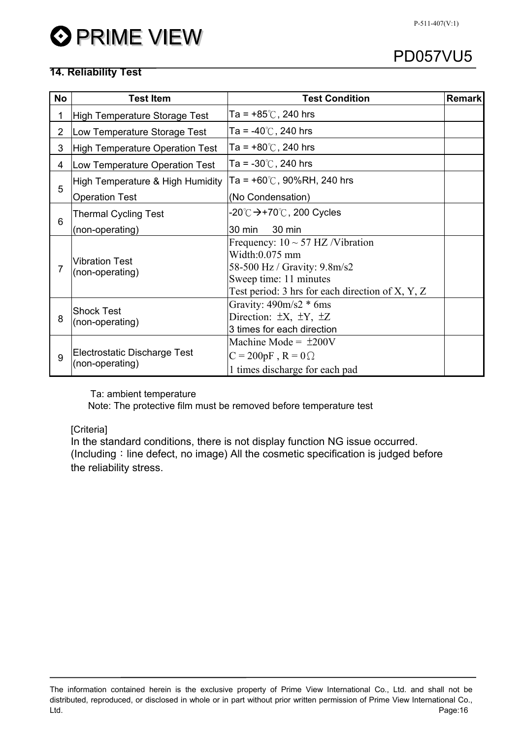## 14. Reliability Test

| No | Test Item | Test Condition | Remark |
|---|---|---|---|
| 1 | High Temperature Storage Test | Ta = +85℃, 240 hrs | |
| 2 | Low Temperature Storage Test | Ta = -40℃, 240 hrs | |
| 3 | High Temperature Operation Test | Ta = +80℃, 240 hrs | |
| 4 | Low Temperature Operation Test | Ta = -30℃, 240 hrs | |
| 5 | High Temperature & High Humidity Operation Test | Ta = +60℃, 90%RH, 240 hrs (No Condensation) | |
| 6 | Thermal Cycling Test (non-operating) | -20℃→+70℃, 200 Cycles 30 min 30 min | |
| 7 | Vibration Test (non-operating) | Frequency: 10 ~ 57 HZ /Vibration Width:0.075 mm 58-500 Hz / Gravity: 9.8m/s2 Sweep time: 11 minutes Test period: 3 hrs for each direction of X, Y, Z | |
| 8 | Shock Test (non-operating) | Gravity: 490m/s2 * 6ms Direction: ±X, ±Y, ±Z 3 times for each direction | |
| 9 | Electrostatic Discharge Test (non-operating) | Machine Mode = ±200V C = 200pF , R = 0Ω 1 times discharge for each pad | |

Ta: ambient temperature

Note: The protective film must be removed before temperature test

[Criteria]

In the standard conditions, there is not display function NG issue occurred. (Including：line defect, no image) All the cosmetic specification is judged before the reliability stress.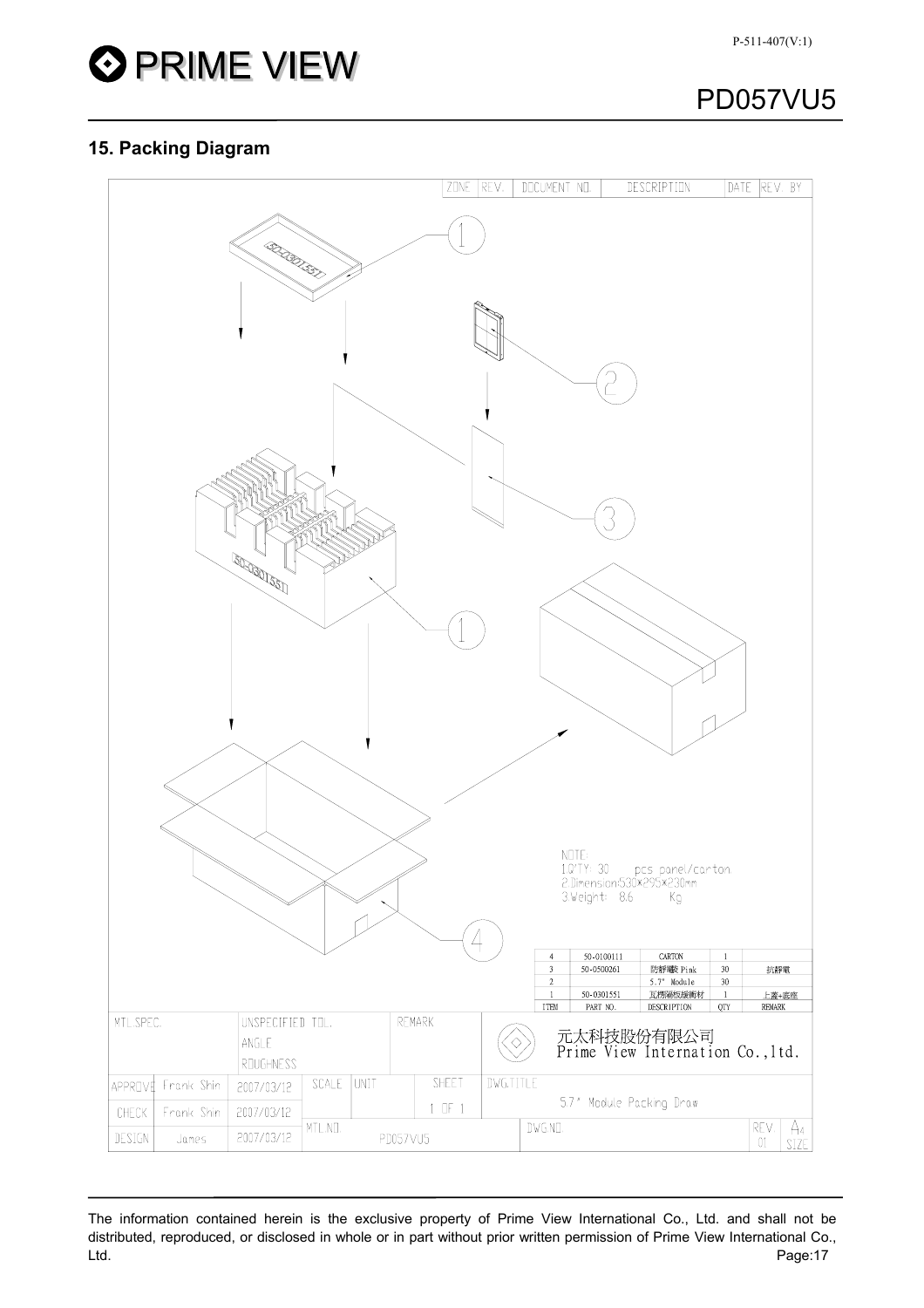## 15. Packing Diagram

| ZONE | REV. | DOCUMENT NO. | DESCRIPTION | DATE | REV. BY |
|---|---|---|---|---|---|

NOTE:
1.Q'TY: 30 pcs panel/carton
2.Dimension:530×295×230mm
3.Weight: 8.6 Kg

| ITEM | PART NO. | DESCRIPTION | QTY | REMARK |
|---|---|---|---|---|
| 4 | 50-0100111 | CARTON | 1 | |
| 3 | 50-0500261 | 防靜電袋 Pink | 30 | 抗靜電 |
| 2 | | 5.7" Module | 30 | |
| 1 | 50-0301551 | 瓦楞緩衝材 | 1 | 上蓋+底座 |

| MTL.SPEC. | | UNSPECIFIED TOL. ANGLE ROUGHNESS | | | REMARK | 元太科技股份有限公司 Prime View Internation Co.,ltd. |
|---|---|---|---|---|---|---|
| APPROVE | Frank Shin | 2007/03/12 | SCALE | UNIT | SHEET 1 OF 1 | DWG.TITLE 5.7" Module Packing Draw |
| CHECK | Frank Shin | 2007/03/12 | | | | |
| DESIGN | James | 2007/03/12 | MTL.NO. PD057VU5 | | | DWG.NO. REV. 01 A4 SIZE |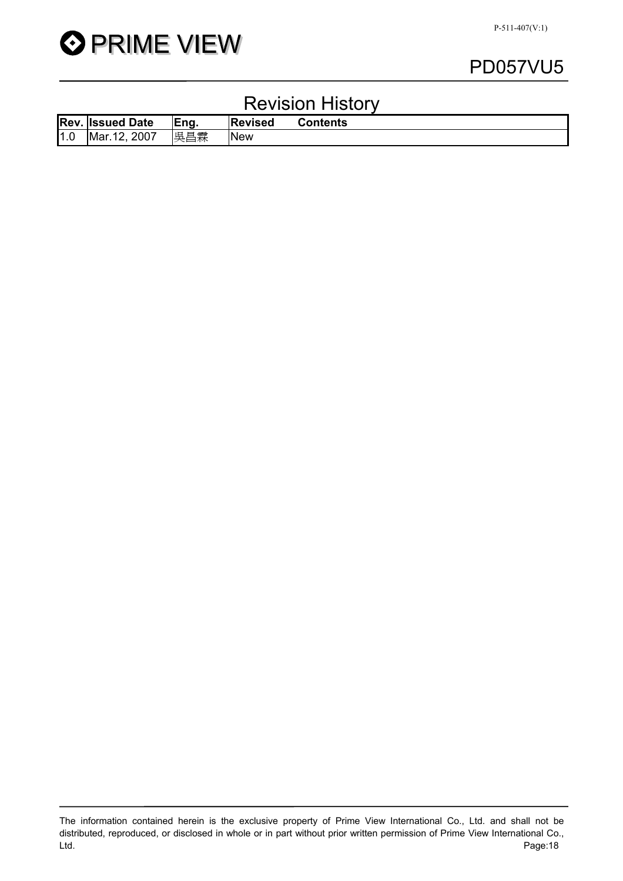# Revision History

| Rev. | Issued Date | Eng. | Revised Contents |
|---|---|---|---|
| 1.0 | Mar.12, 2007 | 吳昌霖 | New |

The information contained herein is the exclusive property of Prime View International Co., Ltd. and shall not be distributed, reproduced, or disclosed in whole or in part without prior written permission of Prime View International Co., Ltd.